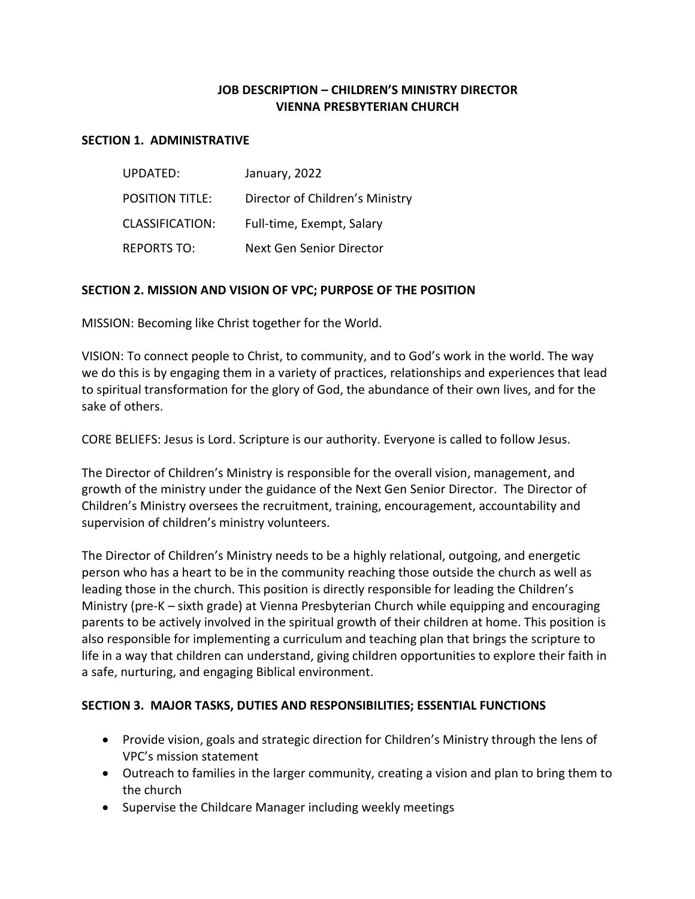# JOB DESCRIPTION – CHILDREN'S MINISTRY DIRECTOR
# VIENNA PRESBYTERIAN CHURCH

## SECTION 1. ADMINISTRATIVE

| | |
|---|---|
| UPDATED: | January, 2022 |
| POSITION TITLE: | Director of Children's Ministry |
| CLASSIFICATION: | Full-time, Exempt, Salary |
| REPORTS TO: | Next Gen Senior Director |

## SECTION 2. MISSION AND VISION OF VPC; PURPOSE OF THE POSITION

MISSION: Becoming like Christ together for the World.

VISION: To connect people to Christ, to community, and to God's work in the world. The way we do this is by engaging them in a variety of practices, relationships and experiences that lead to spiritual transformation for the glory of God, the abundance of their own lives, and for the sake of others.

CORE BELIEFS: Jesus is Lord. Scripture is our authority. Everyone is called to follow Jesus.

The Director of Children's Ministry is responsible for the overall vision, management, and growth of the ministry under the guidance of the Next Gen Senior Director. The Director of Children's Ministry oversees the recruitment, training, encouragement, accountability and supervision of children's ministry volunteers.

The Director of Children's Ministry needs to be a highly relational, outgoing, and energetic person who has a heart to be in the community reaching those outside the church as well as leading those in the church. This position is directly responsible for leading the Children's Ministry (pre-K – sixth grade) at Vienna Presbyterian Church while equipping and encouraging parents to be actively involved in the spiritual growth of their children at home. This position is also responsible for implementing a curriculum and teaching plan that brings the scripture to life in a way that children can understand, giving children opportunities to explore their faith in a safe, nurturing, and engaging Biblical environment.

## SECTION 3. MAJOR TASKS, DUTIES AND RESPONSIBILITIES; ESSENTIAL FUNCTIONS

- Provide vision, goals and strategic direction for Children's Ministry through the lens of VPC's mission statement
- Outreach to families in the larger community, creating a vision and plan to bring them to the church
- Supervise the Childcare Manager including weekly meetings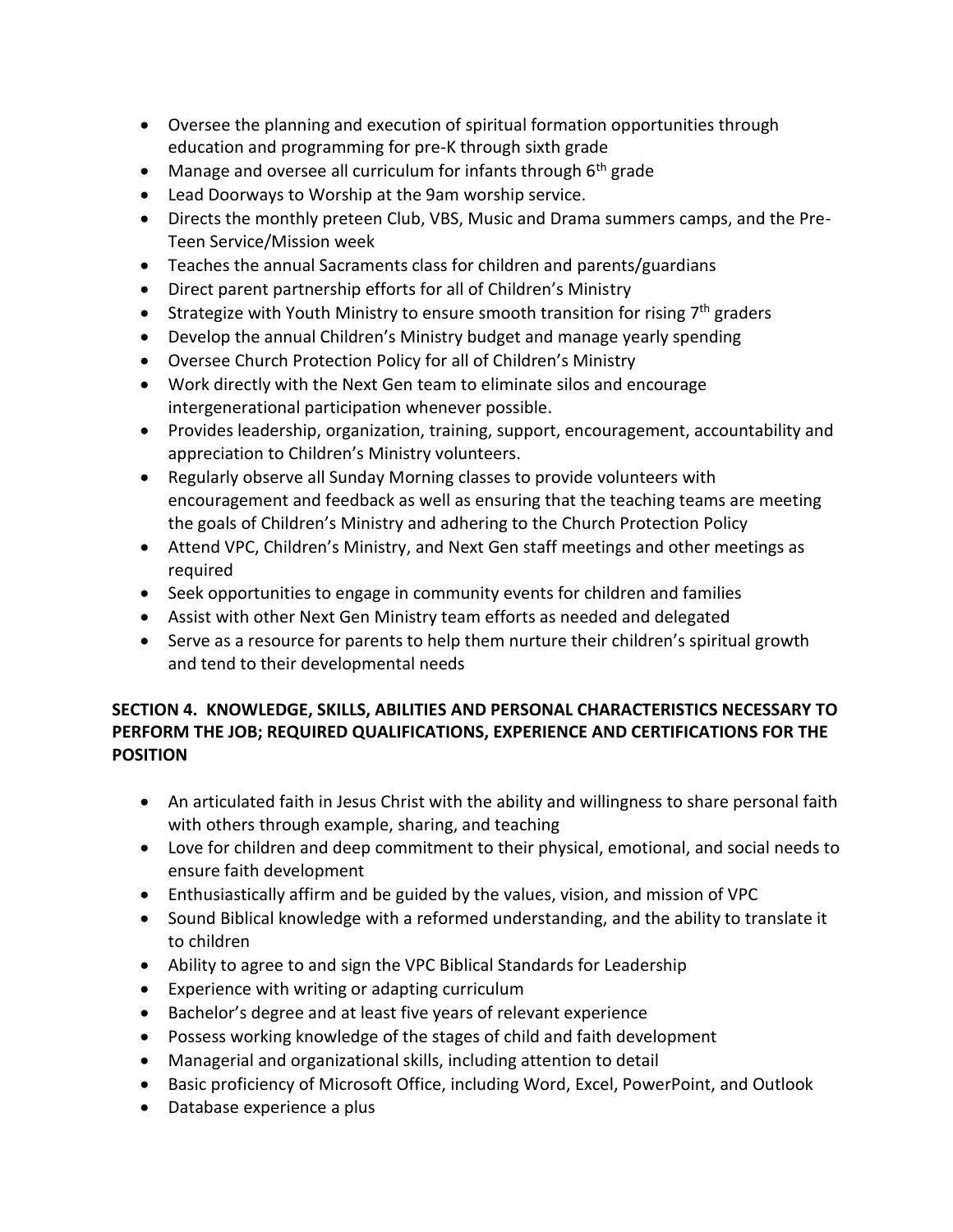- Oversee the planning and execution of spiritual formation opportunities through education and programming for pre-K through sixth grade
- Manage and oversee all curriculum for infants through 6th grade
- Lead Doorways to Worship at the 9am worship service.
- Directs the monthly preteen Club, VBS, Music and Drama summers camps, and the Pre-Teen Service/Mission week
- Teaches the annual Sacraments class for children and parents/guardians
- Direct parent partnership efforts for all of Children's Ministry
- Strategize with Youth Ministry to ensure smooth transition for rising 7th graders
- Develop the annual Children's Ministry budget and manage yearly spending
- Oversee Church Protection Policy for all of Children's Ministry
- Work directly with the Next Gen team to eliminate silos and encourage intergenerational participation whenever possible.
- Provides leadership, organization, training, support, encouragement, accountability and appreciation to Children's Ministry volunteers.
- Regularly observe all Sunday Morning classes to provide volunteers with encouragement and feedback as well as ensuring that the teaching teams are meeting the goals of Children's Ministry and adhering to the Church Protection Policy
- Attend VPC, Children's Ministry, and Next Gen staff meetings and other meetings as required
- Seek opportunities to engage in community events for children and families
- Assist with other Next Gen Ministry team efforts as needed and delegated
- Serve as a resource for parents to help them nurture their children's spiritual growth and tend to their developmental needs

**SECTION 4. KNOWLEDGE, SKILLS, ABILITIES AND PERSONAL CHARACTERISTICS NECESSARY TO PERFORM THE JOB; REQUIRED QUALIFICATIONS, EXPERIENCE AND CERTIFICATIONS FOR THE POSITION**

- An articulated faith in Jesus Christ with the ability and willingness to share personal faith with others through example, sharing, and teaching
- Love for children and deep commitment to their physical, emotional, and social needs to ensure faith development
- Enthusiastically affirm and be guided by the values, vision, and mission of VPC
- Sound Biblical knowledge with a reformed understanding, and the ability to translate it to children
- Ability to agree to and sign the VPC Biblical Standards for Leadership
- Experience with writing or adapting curriculum
- Bachelor's degree and at least five years of relevant experience
- Possess working knowledge of the stages of child and faith development
- Managerial and organizational skills, including attention to detail
- Basic proficiency of Microsoft Office, including Word, Excel, PowerPoint, and Outlook
- Database experience a plus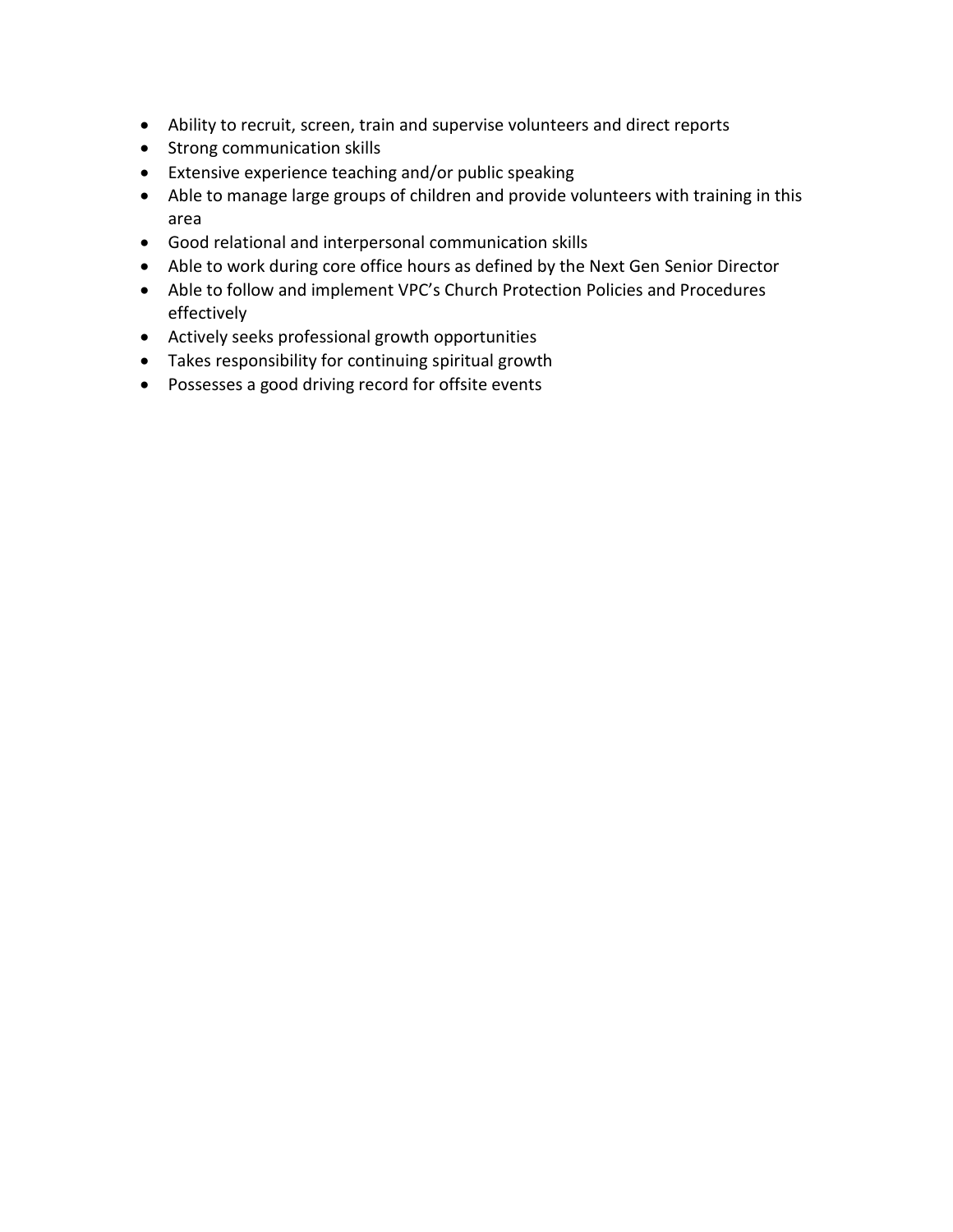- Ability to recruit, screen, train and supervise volunteers and direct reports
- Strong communication skills
- Extensive experience teaching and/or public speaking
- Able to manage large groups of children and provide volunteers with training in this area
- Good relational and interpersonal communication skills
- Able to work during core office hours as defined by the Next Gen Senior Director
- Able to follow and implement VPC's Church Protection Policies and Procedures effectively
- Actively seeks professional growth opportunities
- Takes responsibility for continuing spiritual growth
- Possesses a good driving record for offsite events